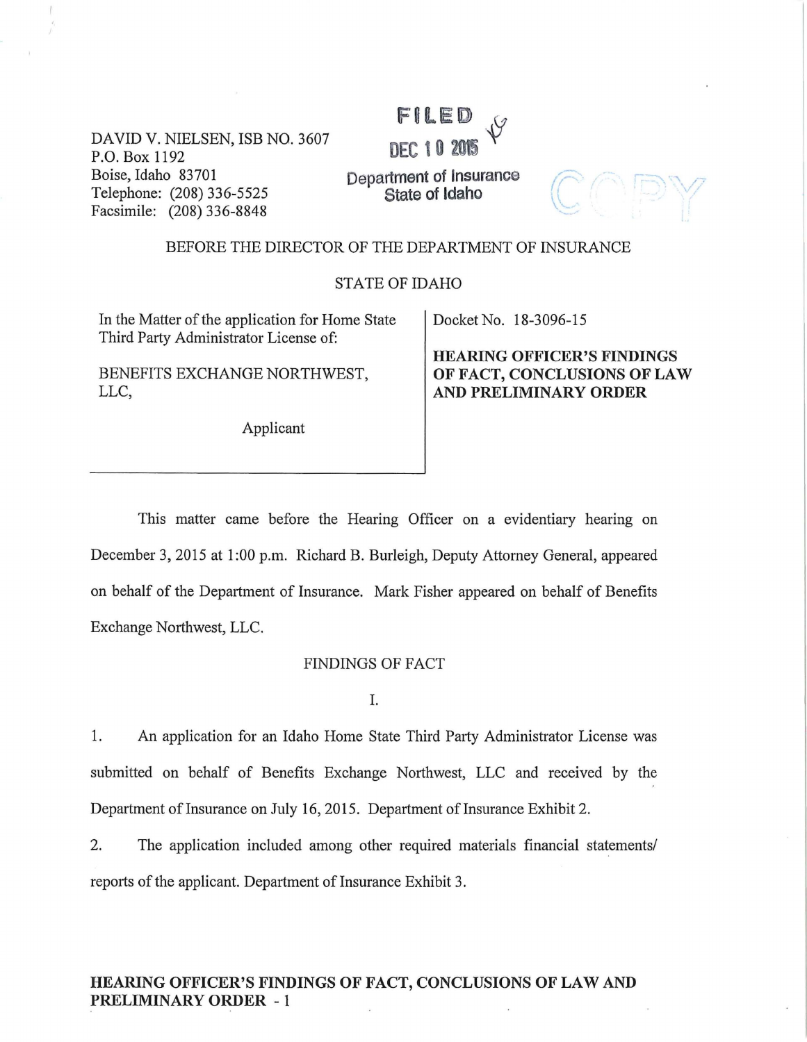DAVID V. NIELSEN, ISB NO. 3607
P.O. Box 1192
Boise, Idaho 83701
Telephone: (208) 336-5525
Facsimile: (208) 336-8848

FILED
DEC 10 2015
Department of Insurance
State of Idaho

COPY

BEFORE THE DIRECTOR OF THE DEPARTMENT OF INSURANCE

STATE OF IDAHO

| In the Matter of the application for Home State Third Party Administrator License of:<br><br>BENEFITS EXCHANGE NORTHWEST, LLC,<br><br>Applicant | Docket No. 18-3096-15<br><br>**HEARING OFFICER'S FINDINGS OF FACT, CONCLUSIONS OF LAW AND PRELIMINARY ORDER** |
|---|---|

This matter came before the Hearing Officer on a evidentiary hearing on December 3, 2015 at 1:00 p.m. Richard B. Burleigh, Deputy Attorney General, appeared on behalf of the Department of Insurance. Mark Fisher appeared on behalf of Benefits Exchange Northwest, LLC.

FINDINGS OF FACT

I.

1. An application for an Idaho Home State Third Party Administrator License was submitted on behalf of Benefits Exchange Northwest, LLC and received by the Department of Insurance on July 16, 2015. Department of Insurance Exhibit 2.

2. The application included among other required materials financial statements/ reports of the applicant. Department of Insurance Exhibit 3.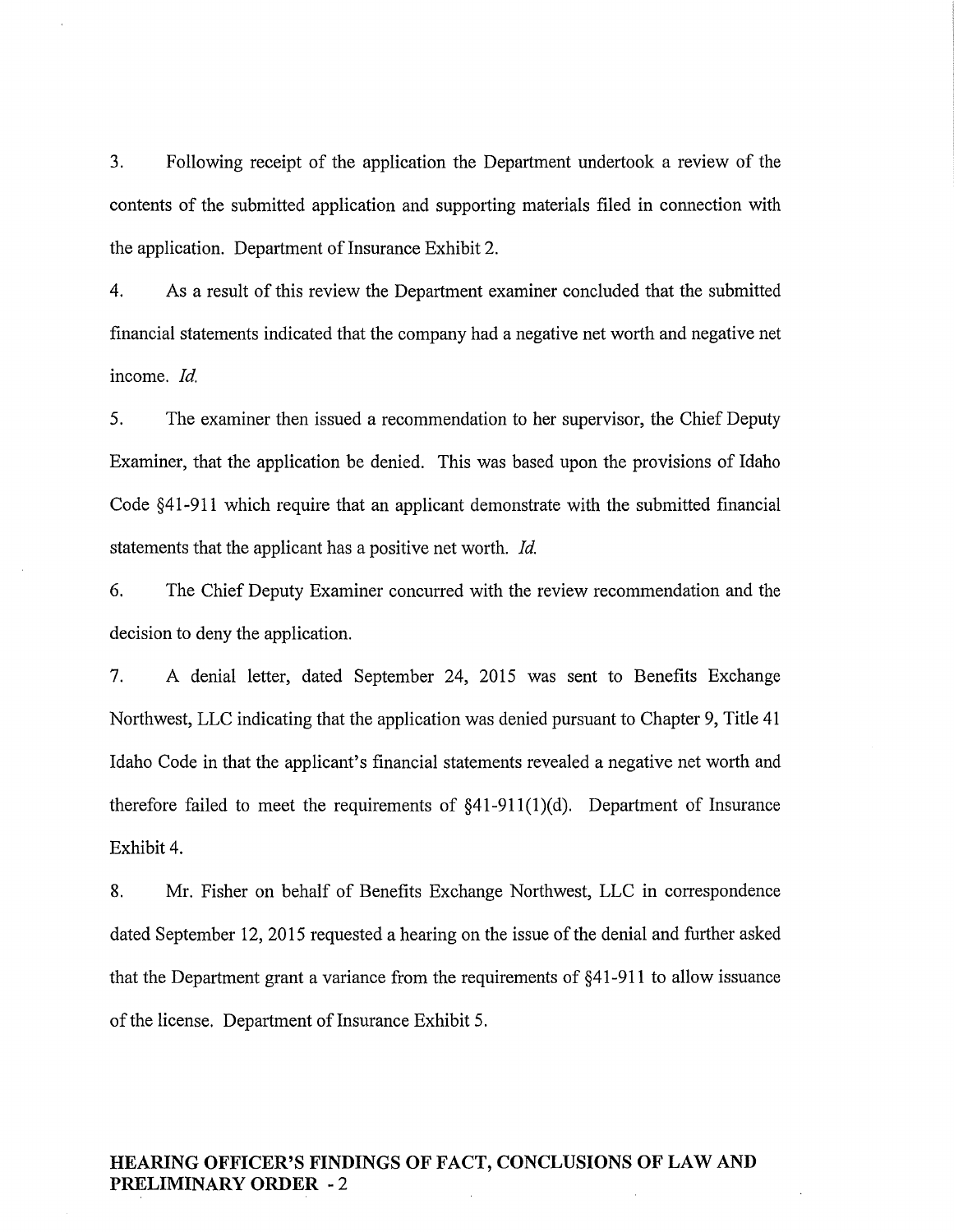3. Following receipt of the application the Department undertook a review of the contents of the submitted application and supporting materials filed in connection with the application. Department of Insurance Exhibit 2.

4. As a result of this review the Department examiner concluded that the submitted financial statements indicated that the company had a negative net worth and negative net income. *Id.*

5. The examiner then issued a recommendation to her supervisor, the Chief Deputy Examiner, that the application be denied. This was based upon the provisions of Idaho Code §41-911 which require that an applicant demonstrate with the submitted financial statements that the applicant has a positive net worth. *Id.*

6. The Chief Deputy Examiner concurred with the review recommendation and the decision to deny the application.

7. A denial letter, dated September 24, 2015 was sent to Benefits Exchange Northwest, LLC indicating that the application was denied pursuant to Chapter 9, Title 41 Idaho Code in that the applicant's financial statements revealed a negative net worth and therefore failed to meet the requirements of §41-911(1)(d). Department of Insurance Exhibit 4.

8. Mr. Fisher on behalf of Benefits Exchange Northwest, LLC in correspondence dated September 12, 2015 requested a hearing on the issue of the denial and further asked that the Department grant a variance from the requirements of §41-911 to allow issuance of the license. Department of Insurance Exhibit 5.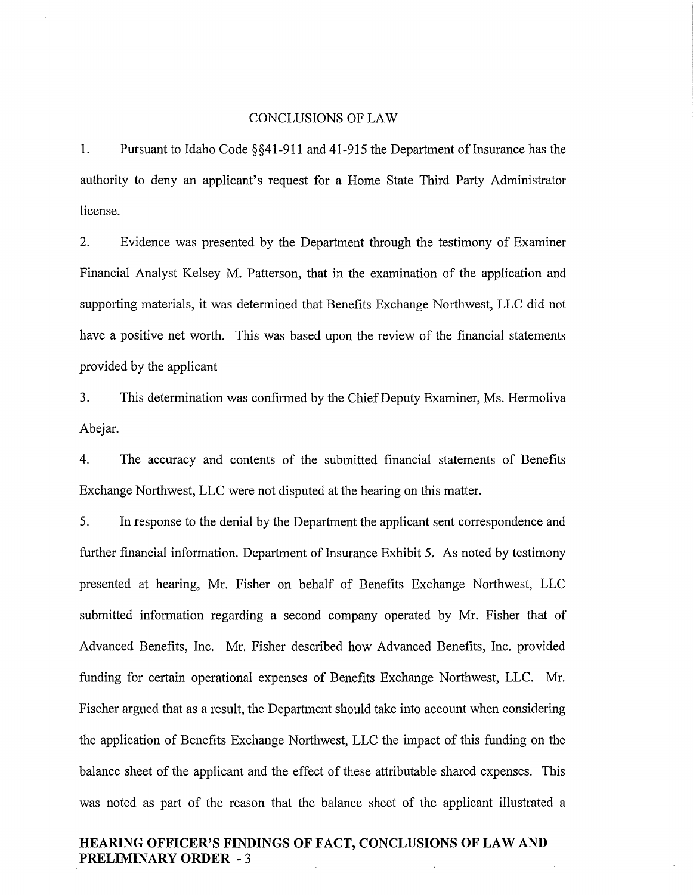## CONCLUSIONS OF LAW

1. Pursuant to Idaho Code §§41-911 and 41-915 the Department of Insurance has the authority to deny an applicant's request for a Home State Third Party Administrator license.

2. Evidence was presented by the Department through the testimony of Examiner Financial Analyst Kelsey M. Patterson, that in the examination of the application and supporting materials, it was determined that Benefits Exchange Northwest, LLC did not have a positive net worth. This was based upon the review of the financial statements provided by the applicant

3. This determination was confirmed by the Chief Deputy Examiner, Ms. Hermoliva Abejar.

4. The accuracy and contents of the submitted financial statements of Benefits Exchange Northwest, LLC were not disputed at the hearing on this matter.

5. In response to the denial by the Department the applicant sent correspondence and further financial information. Department of Insurance Exhibit 5. As noted by testimony presented at hearing, Mr. Fisher on behalf of Benefits Exchange Northwest, LLC submitted information regarding a second company operated by Mr. Fisher that of Advanced Benefits, Inc. Mr. Fisher described how Advanced Benefits, Inc. provided funding for certain operational expenses of Benefits Exchange Northwest, LLC. Mr. Fischer argued that as a result, the Department should take into account when considering the application of Benefits Exchange Northwest, LLC the impact of this funding on the balance sheet of the applicant and the effect of these attributable shared expenses. This was noted as part of the reason that the balance sheet of the applicant illustrated a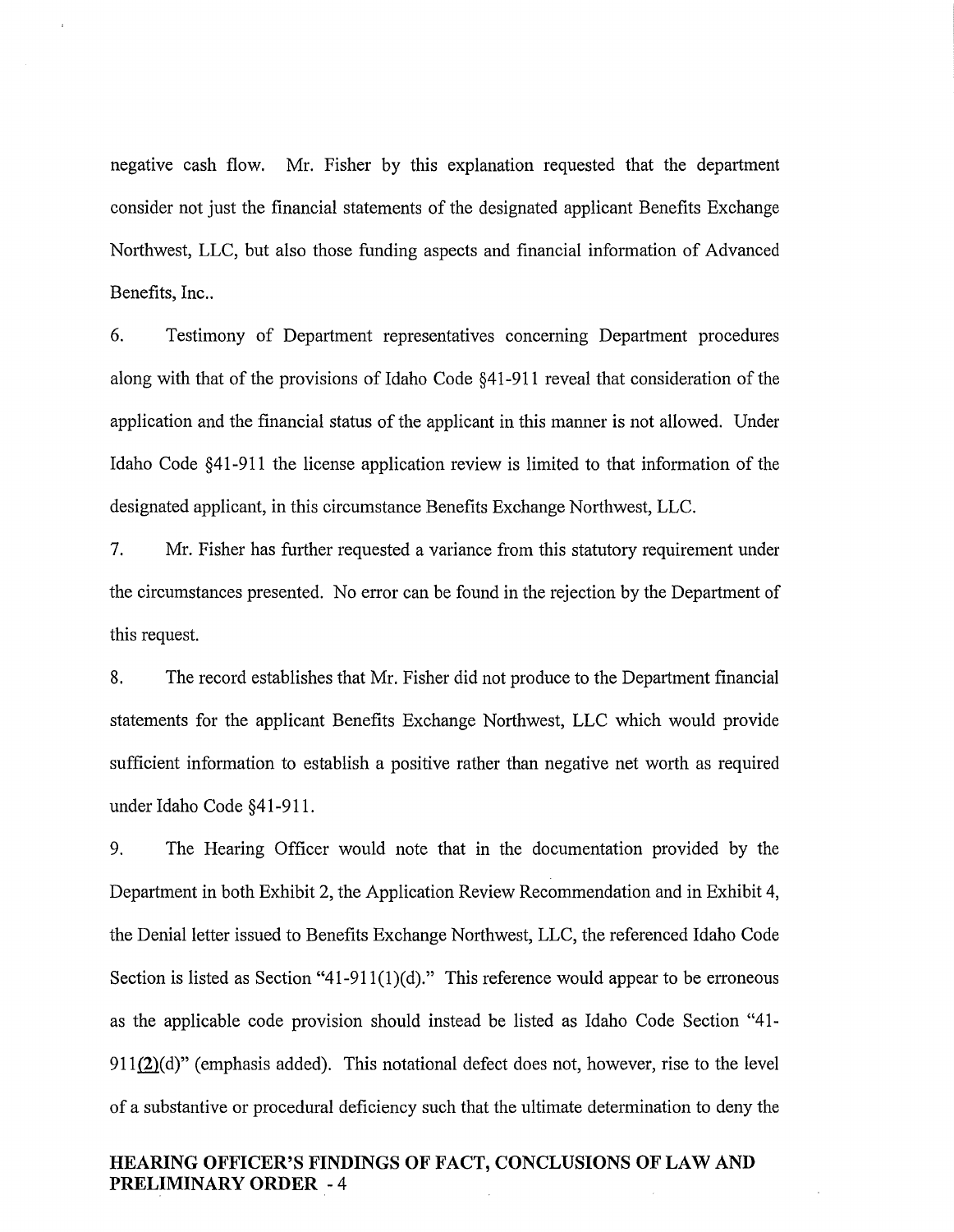negative cash flow. Mr. Fisher by this explanation requested that the department consider not just the financial statements of the designated applicant Benefits Exchange Northwest, LLC, but also those funding aspects and financial information of Advanced Benefits, Inc..

6. Testimony of Department representatives concerning Department procedures along with that of the provisions of Idaho Code §41-911 reveal that consideration of the application and the financial status of the applicant in this manner is not allowed. Under Idaho Code §41-911 the license application review is limited to that information of the designated applicant, in this circumstance Benefits Exchange Northwest, LLC.

7. Mr. Fisher has further requested a variance from this statutory requirement under the circumstances presented. No error can be found in the rejection by the Department of this request.

8. The record establishes that Mr. Fisher did not produce to the Department financial statements for the applicant Benefits Exchange Northwest, LLC which would provide sufficient information to establish a positive rather than negative net worth as required under Idaho Code §41-911.

9. The Hearing Officer would note that in the documentation provided by the Department in both Exhibit 2, the Application Review Recommendation and in Exhibit 4, the Denial letter issued to Benefits Exchange Northwest, LLC, the referenced Idaho Code Section is listed as Section "41-911(1)(d)." This reference would appear to be erroneous as the applicable code provision should instead be listed as Idaho Code Section "41-911**(2)**(d)" (emphasis added). This notational defect does not, however, rise to the level of a substantive or procedural deficiency such that the ultimate determination to deny the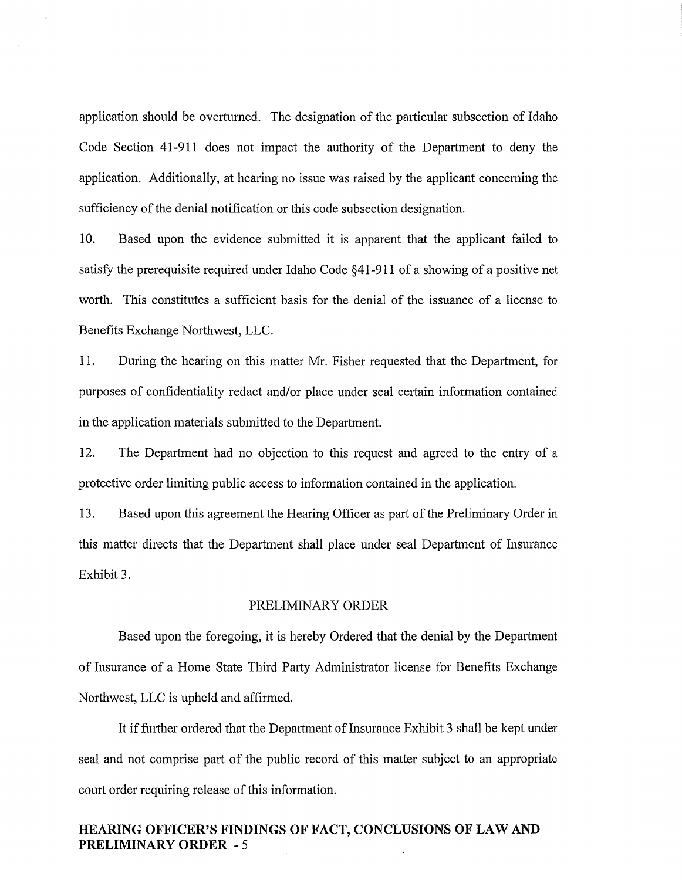application should be overturned. The designation of the particular subsection of Idaho Code Section 41-911 does not impact the authority of the Department to deny the application. Additionally, at hearing no issue was raised by the applicant concerning the sufficiency of the denial notification or this code subsection designation.

10. Based upon the evidence submitted it is apparent that the applicant failed to satisfy the prerequisite required under Idaho Code §41-911 of a showing of a positive net worth. This constitutes a sufficient basis for the denial of the issuance of a license to Benefits Exchange Northwest, LLC.

11. During the hearing on this matter Mr. Fisher requested that the Department, for purposes of confidentiality redact and/or place under seal certain information contained in the application materials submitted to the Department.

12. The Department had no objection to this request and agreed to the entry of a protective order limiting public access to information contained in the application.

13. Based upon this agreement the Hearing Officer as part of the Preliminary Order in this matter directs that the Department shall place under seal Department of Insurance Exhibit 3.

## PRELIMINARY ORDER

Based upon the foregoing, it is hereby Ordered that the denial by the Department of Insurance of a Home State Third Party Administrator license for Benefits Exchange Northwest, LLC is upheld and affirmed.

It if further ordered that the Department of Insurance Exhibit 3 shall be kept under seal and not comprise part of the public record of this matter subject to an appropriate court order requiring release of this information.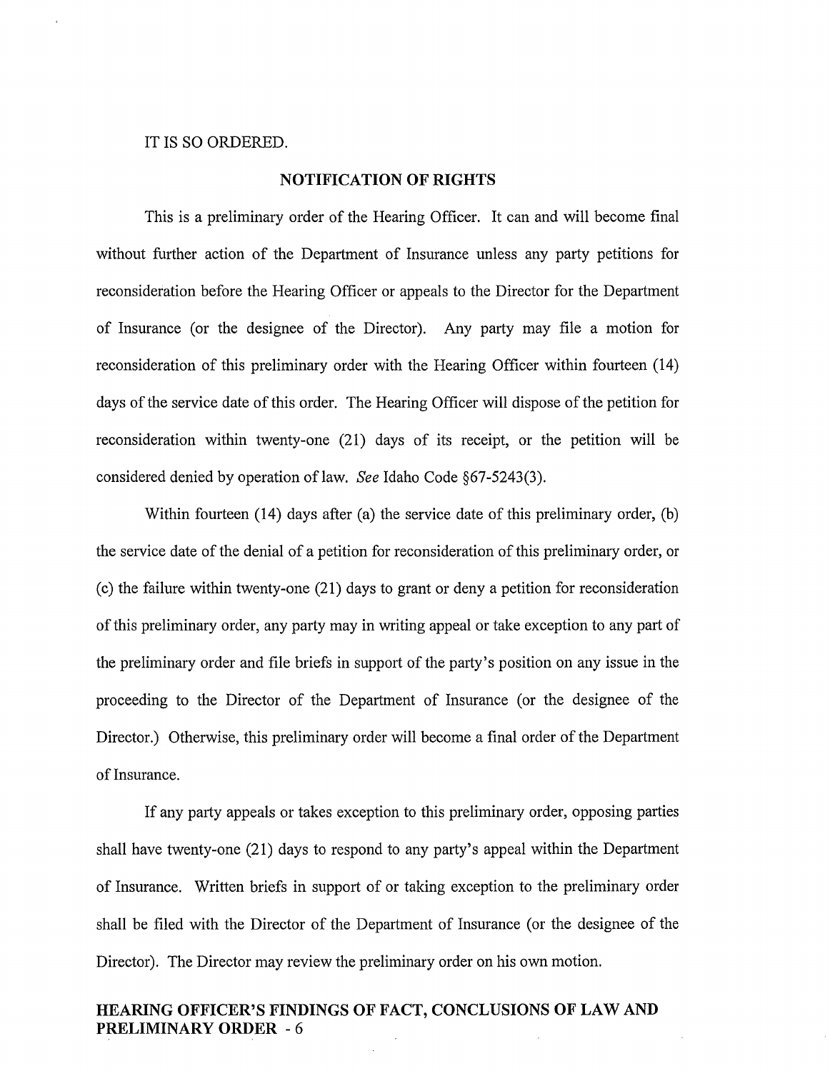IT IS SO ORDERED.

## NOTIFICATION OF RIGHTS

This is a preliminary order of the Hearing Officer. It can and will become final without further action of the Department of Insurance unless any party petitions for reconsideration before the Hearing Officer or appeals to the Director for the Department of Insurance (or the designee of the Director). Any party may file a motion for reconsideration of this preliminary order with the Hearing Officer within fourteen (14) days of the service date of this order. The Hearing Officer will dispose of the petition for reconsideration within twenty-one (21) days of its receipt, or the petition will be considered denied by operation of law. *See* Idaho Code §67-5243(3).

Within fourteen (14) days after (a) the service date of this preliminary order, (b) the service date of the denial of a petition for reconsideration of this preliminary order, or (c) the failure within twenty-one (21) days to grant or deny a petition for reconsideration of this preliminary order, any party may in writing appeal or take exception to any part of the preliminary order and file briefs in support of the party's position on any issue in the proceeding to the Director of the Department of Insurance (or the designee of the Director.) Otherwise, this preliminary order will become a final order of the Department of Insurance.

If any party appeals or takes exception to this preliminary order, opposing parties shall have twenty-one (21) days to respond to any party's appeal within the Department of Insurance. Written briefs in support of or taking exception to the preliminary order shall be filed with the Director of the Department of Insurance (or the designee of the Director). The Director may review the preliminary order on his own motion.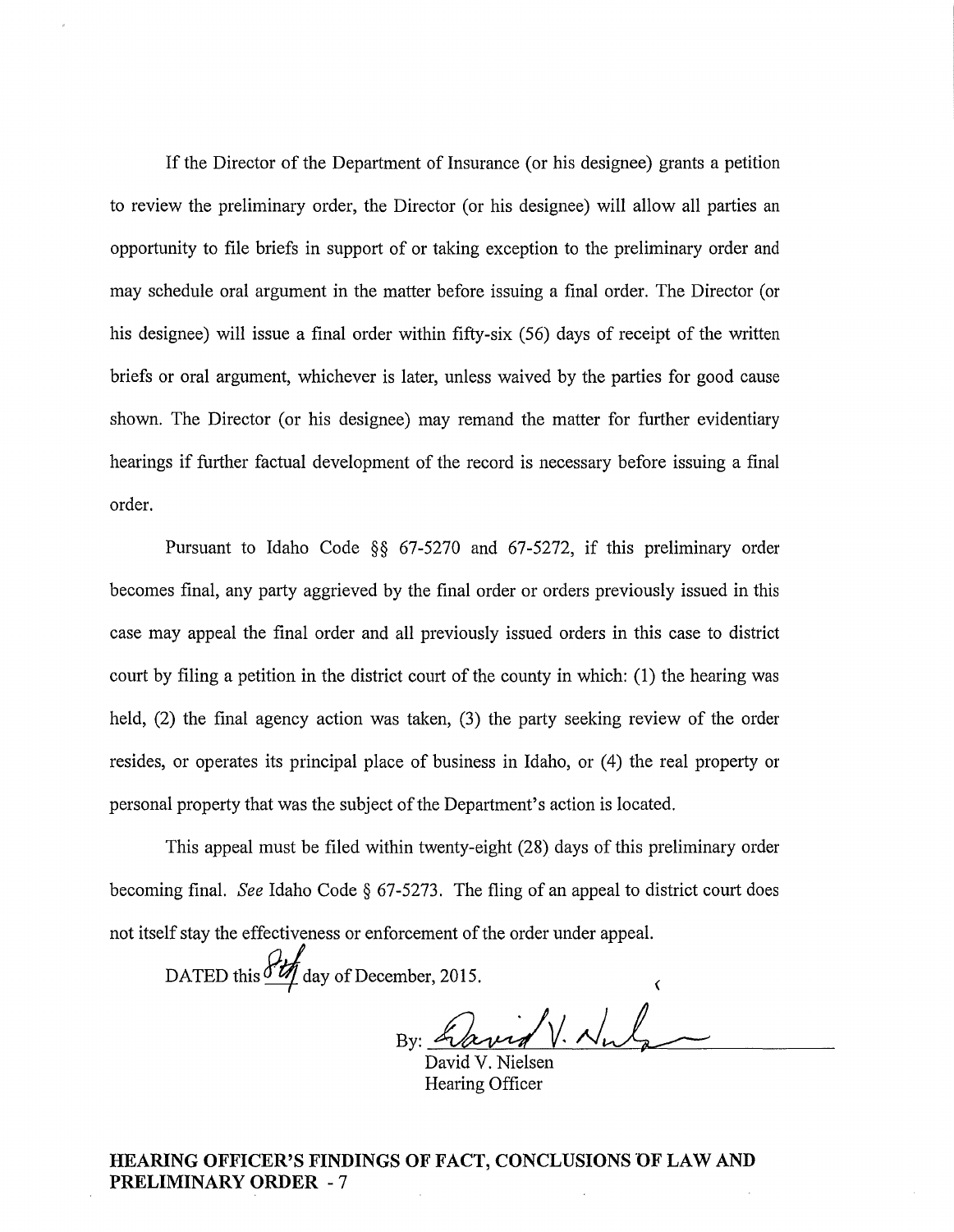If the Director of the Department of Insurance (or his designee) grants a petition to review the preliminary order, the Director (or his designee) will allow all parties an opportunity to file briefs in support of or taking exception to the preliminary order and may schedule oral argument in the matter before issuing a final order. The Director (or his designee) will issue a final order within fifty-six (56) days of receipt of the written briefs or oral argument, whichever is later, unless waived by the parties for good cause shown. The Director (or his designee) may remand the matter for further evidentiary hearings if further factual development of the record is necessary before issuing a final order.

Pursuant to Idaho Code §§ 67-5270 and 67-5272, if this preliminary order becomes final, any party aggrieved by the final order or orders previously issued in this case may appeal the final order and all previously issued orders in this case to district court by filing a petition in the district court of the county in which: (1) the hearing was held, (2) the final agency action was taken, (3) the party seeking review of the order resides, or operates its principal place of business in Idaho, or (4) the real property or personal property that was the subject of the Department's action is located.

This appeal must be filed within twenty-eight (28) days of this preliminary order becoming final. *See* Idaho Code § 67-5273. The fling of an appeal to district court does not itself stay the effectiveness or enforcement of the order under appeal.

DATED this 8th day of December, 2015.

By: David V. Nielsen

David V. Nielsen
Hearing Officer

**HEARING OFFICER'S FINDINGS OF FACT, CONCLUSIONS OF LAW AND PRELIMINARY ORDER - 7**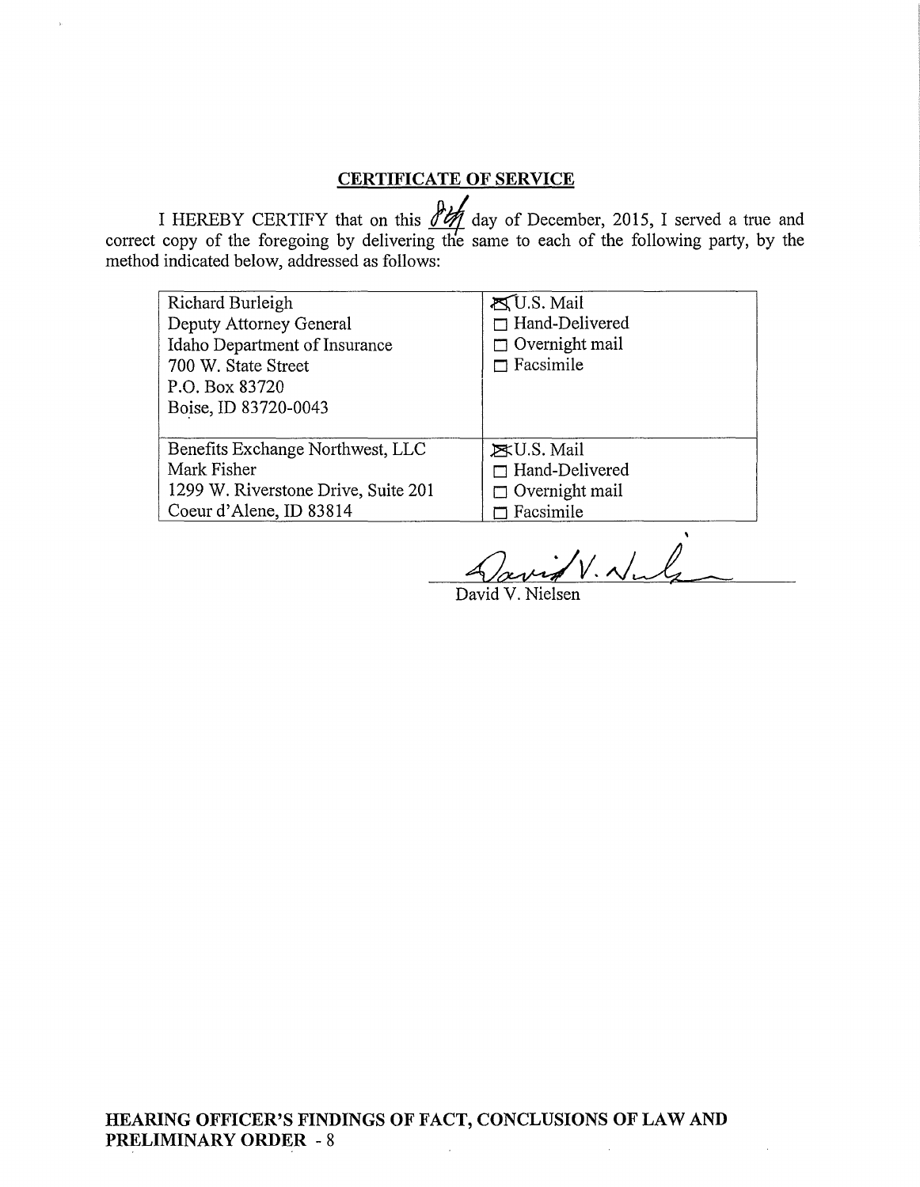**CERTIFICATE OF SERVICE**

I HEREBY CERTIFY that on this 8th day of December, 2015, I served a true and correct copy of the foregoing by delivering the same to each of the following party, by the method indicated below, addressed as follows:

| | |
|---|---|
| Richard Burleigh<br>Deputy Attorney General<br>Idaho Department of Insurance<br>700 W. State Street<br>P.O. Box 83720<br>Boise, ID 83720-0043 | ☒ U.S. Mail<br>☐ Hand-Delivered<br>☐ Overnight mail<br>☐ Facsimile |
| Benefits Exchange Northwest, LLC<br>Mark Fisher<br>1299 W. Riverstone Drive, Suite 201<br>Coeur d'Alene, ID 83814 | ☒ U.S. Mail<br>☐ Hand-Delivered<br>☐ Overnight mail<br>☐ Facsimile |

David V. Nielsen

**HEARING OFFICER'S FINDINGS OF FACT, CONCLUSIONS OF LAW AND PRELIMINARY ORDER**